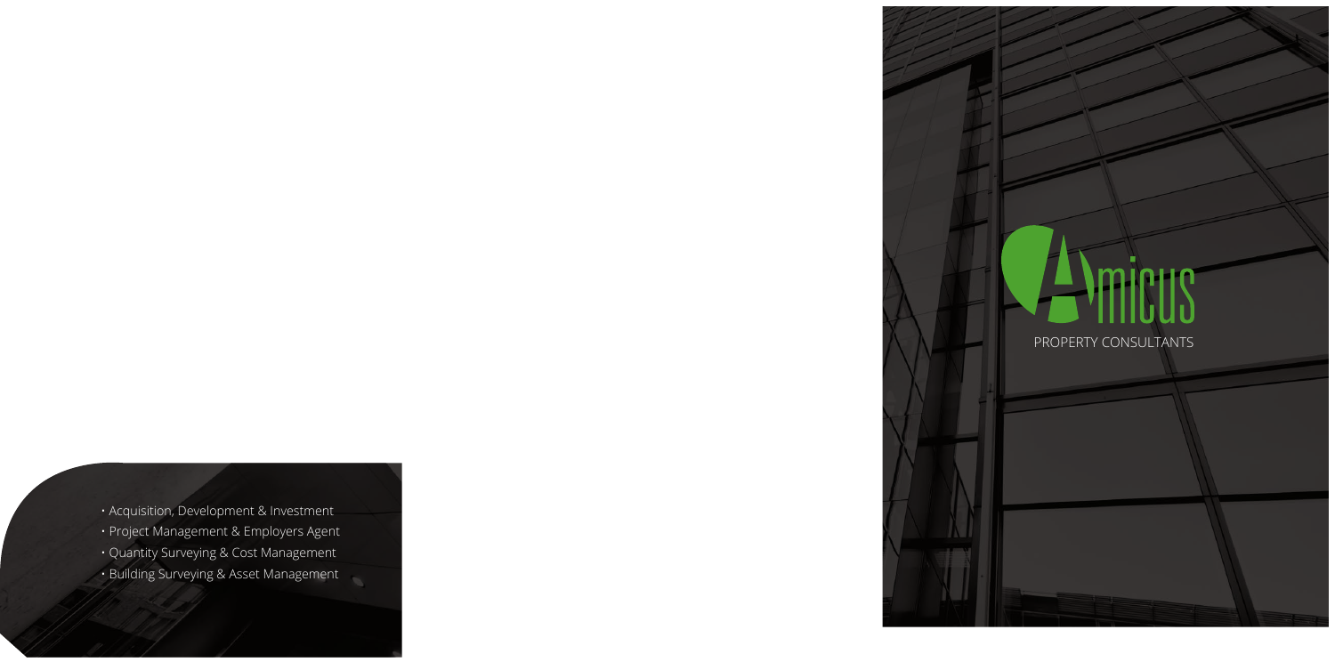# Amicus

PROPERTY CONSULTANTS

- Acquisition, Development & Investment
- Project Management & Employers Agent
- Quantity Surveying & Cost Management
- Building Surveying & Asset Management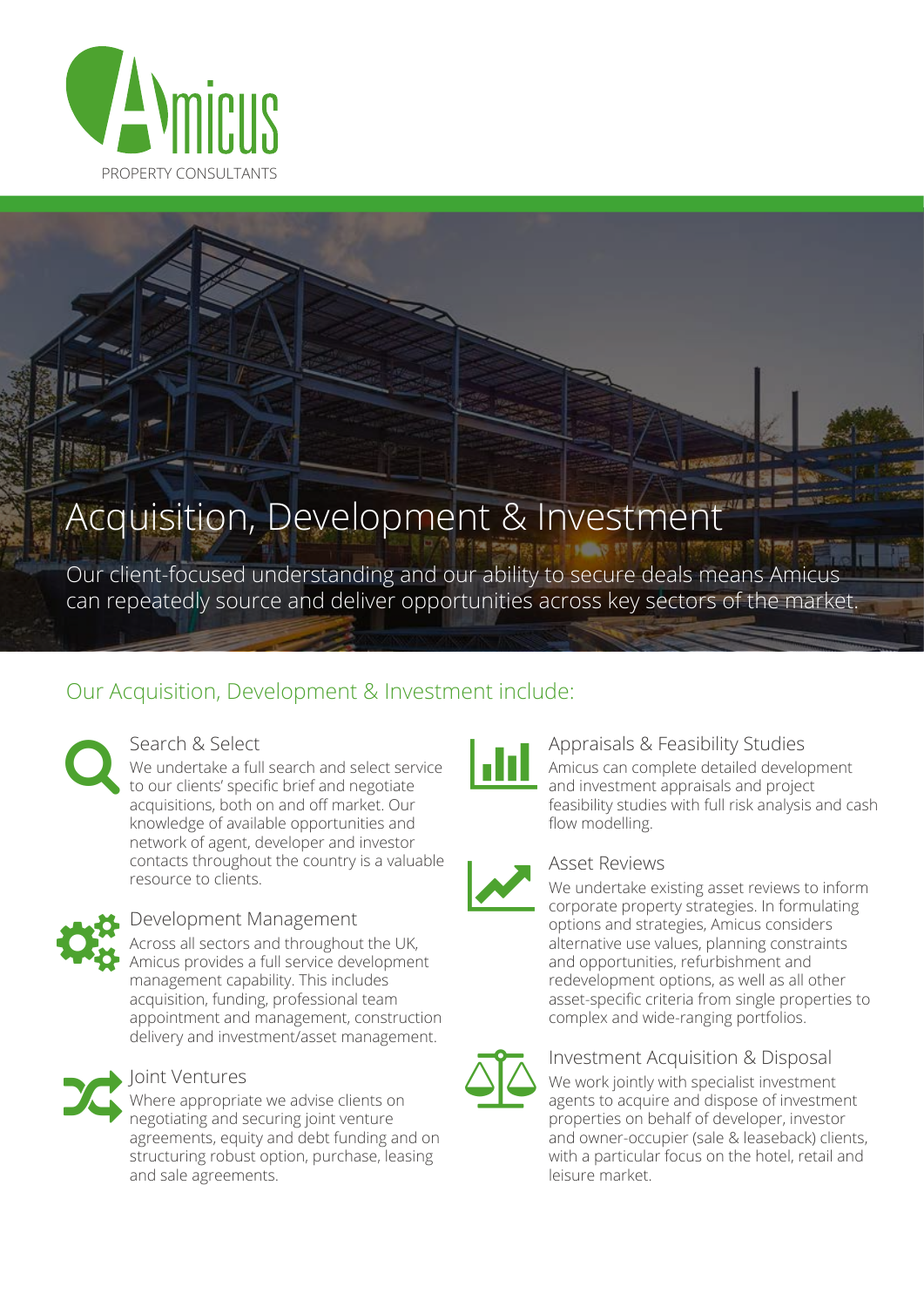# Acquisition, Development & Investment

Our client-focused understanding and our ability to secure deals means Amicus can repeatedly source and deliver opportunities across key sectors of the market.

## Our Acquisition, Development & Investment include:

### Search & Select

We undertake a full search and select service to our clients' specific brief and negotiate acquisitions, both on and off market. Our knowledge of available opportunities and network of agent, developer and investor contacts throughout the country is a valuable resource to clients.

### Development Management

Across all sectors and throughout the UK, Amicus provides a full service development management capability. This includes acquisition, funding, professional team appointment and management, construction delivery and investment/asset management.

### Joint Ventures

Where appropriate we advise clients on negotiating and securing joint venture agreements, equity and debt funding and on structuring robust option, purchase, leasing and sale agreements.

### Appraisals & Feasibility Studies

Amicus can complete detailed development and investment appraisals and project feasibility studies with full risk analysis and cash flow modelling.

### Asset Reviews

We undertake existing asset reviews to inform corporate property strategies. In formulating options and strategies, Amicus considers alternative use values, planning constraints and opportunities, refurbishment and redevelopment options, as well as all other asset-specific criteria from single properties to complex and wide-ranging portfolios.

### Investment Acquisition & Disposal

We work jointly with specialist investment agents to acquire and dispose of investment properties on behalf of developer, investor and owner-occupier (sale & leaseback) clients, with a particular focus on the hotel, retail and leisure market.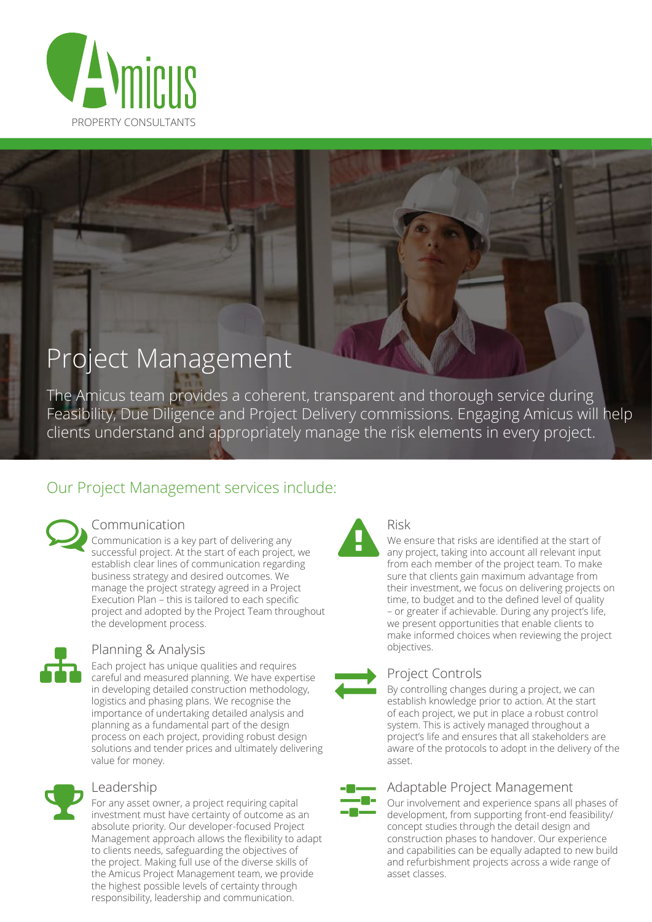Amicus

PROPERTY CONSULTANTS

# Project Management

The Amicus team provides a coherent, transparent and thorough service during Feasibility, Due Diligence and Project Delivery commissions. Engaging Amicus will help clients understand and appropriately manage the risk elements in every project.

## Our Project Management services include:

### Communication

Communication is a key part of delivering any successful project. At the start of each project, we establish clear lines of communication regarding business strategy and desired outcomes. We manage the project strategy agreed in a Project Execution Plan – this is tailored to each specific project and adopted by the Project Team throughout the development process.

### Planning & Analysis

Each project has unique qualities and requires careful and measured planning. We have expertise in developing detailed construction methodology, logistics and phasing plans. We recognise the importance of undertaking detailed analysis and planning as a fundamental part of the design process on each project, providing robust design solutions and tender prices and ultimately delivering value for money.

### Leadership

For any asset owner, a project requiring capital investment must have certainty of outcome as an absolute priority. Our developer-focused Project Management approach allows the flexibility to adapt to clients needs, safeguarding the objectives of the project. Making full use of the diverse skills of the Amicus Project Management team, we provide the highest possible levels of certainty through responsibility, leadership and communication.

### Risk

We ensure that risks are identified at the start of any project, taking into account all relevant input from each member of the project team. To make sure that clients gain maximum advantage from their investment, we focus on delivering projects on time, to budget and to the defined level of quality – or greater if achievable. During any project's life, we present opportunities that enable clients to make informed choices when reviewing the project objectives.

### Project Controls

By controlling changes during a project, we can establish knowledge prior to action. At the start of each project, we put in place a robust control system. This is actively managed throughout a project's life and ensures that all stakeholders are aware of the protocols to adopt in the delivery of the asset.

### Adaptable Project Management

Our involvement and experience spans all phases of development, from supporting front-end feasibility/ concept studies through the detail design and construction phases to handover. Our experience and capabilities can be equally adapted to new build and refurbishment projects across a wide range of asset classes.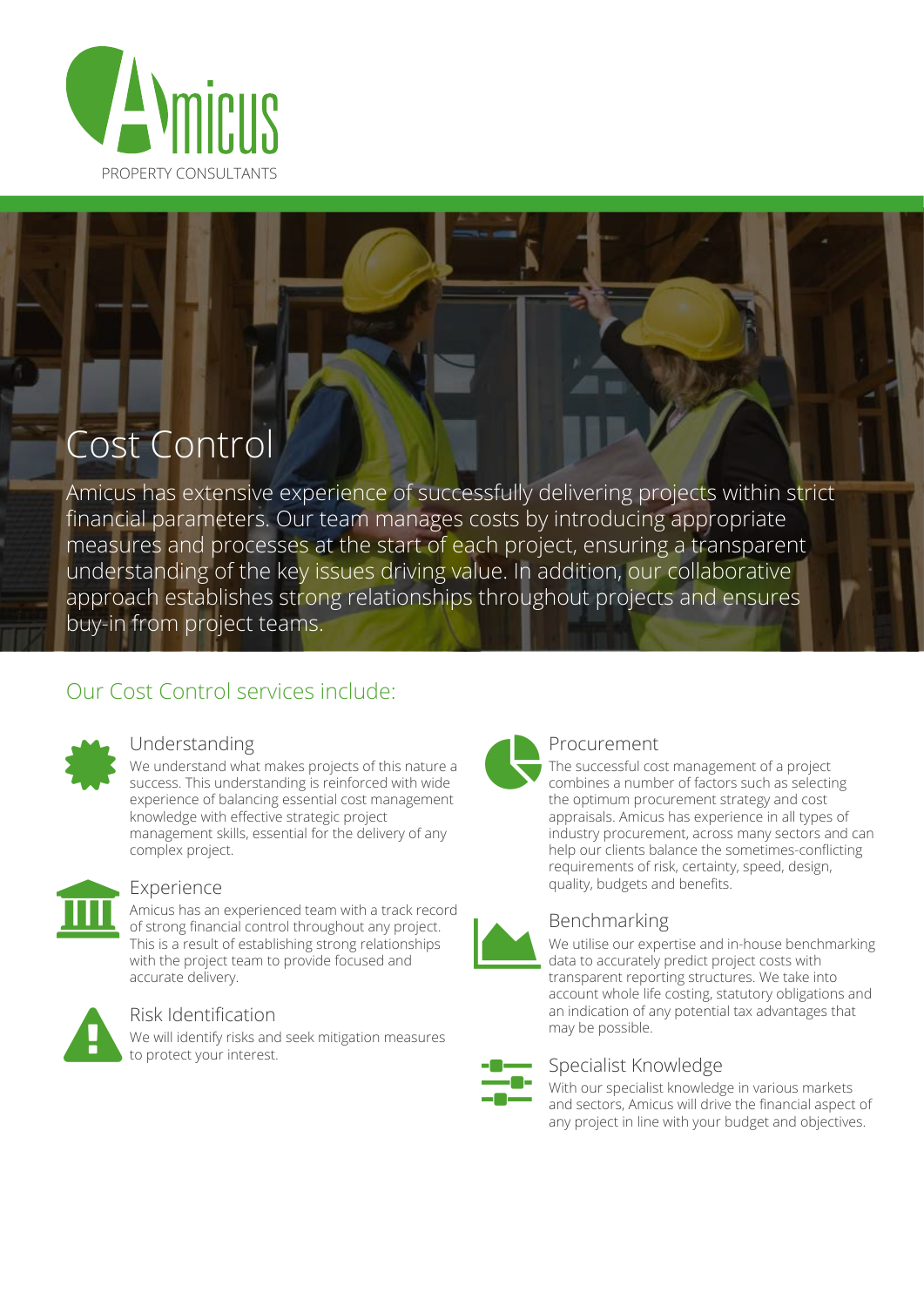Amicus

PROPERTY CONSULTANTS

# Cost Control

Amicus has extensive experience of successfully delivering projects within strict financial parameters. Our team manages costs by introducing appropriate measures and processes at the start of each project, ensuring a transparent understanding of the key issues driving value. In addition, our collaborative approach establishes strong relationships throughout projects and ensures buy-in from project teams.

## Our Cost Control services include:

### Understanding

We understand what makes projects of this nature a success. This understanding is reinforced with wide experience of balancing essential cost management knowledge with effective strategic project management skills, essential for the delivery of any complex project.

### Experience

Amicus has an experienced team with a track record of strong financial control throughout any project. This is a result of establishing strong relationships with the project team to provide focused and accurate delivery.

### Risk Identification

We will identify risks and seek mitigation measures to protect your interest.

### Procurement

The successful cost management of a project combines a number of factors such as selecting the optimum procurement strategy and cost appraisals. Amicus has experience in all types of industry procurement, across many sectors and can help our clients balance the sometimes-conflicting requirements of risk, certainty, speed, design, quality, budgets and benefits.

### Benchmarking

We utilise our expertise and in-house benchmarking data to accurately predict project costs with transparent reporting structures. We take into account whole life costing, statutory obligations and an indication of any potential tax advantages that may be possible.

### Specialist Knowledge

With our specialist knowledge in various markets and sectors, Amicus will drive the financial aspect of any project in line with your budget and objectives.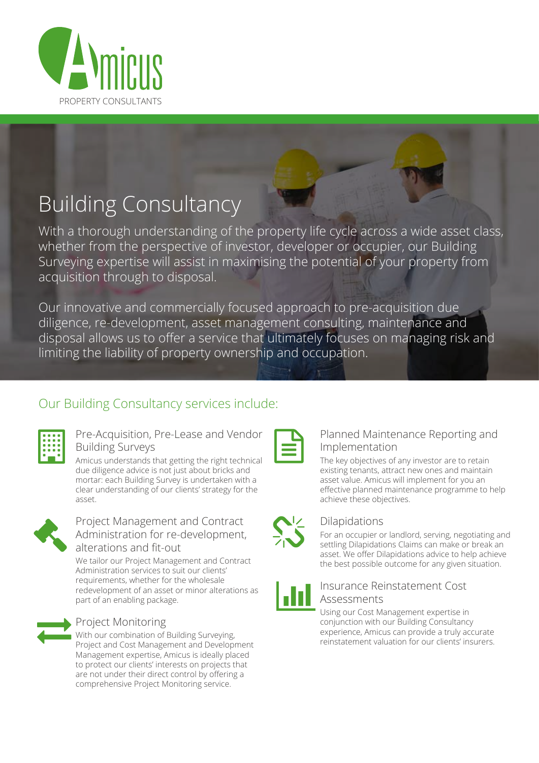Amicus

PROPERTY CONSULTANTS

# Building Consultancy

With a thorough understanding of the property life cycle across a wide asset class, whether from the perspective of investor, developer or occupier, our Building Surveying expertise will assist in maximising the potential of your property from acquisition through to disposal.

Our innovative and commercially focused approach to pre-acquisition due diligence, re-development, asset management consulting, maintenance and disposal allows us to offer a service that ultimately focuses on managing risk and limiting the liability of property ownership and occupation.

## Our Building Consultancy services include:

### Pre-Acquisition, Pre-Lease and Vendor Building Surveys

Amicus understands that getting the right technical due diligence advice is not just about bricks and mortar: each Building Survey is undertaken with a clear understanding of our clients' strategy for the asset.

### Project Management and Contract Administration for re-development, alterations and fit-out

We tailor our Project Management and Contract Administration services to suit our clients' requirements, whether for the wholesale redevelopment of an asset or minor alterations as part of an enabling package.

### Project Monitoring

With our combination of Building Surveying, Project and Cost Management and Development Management expertise, Amicus is ideally placed to protect our clients' interests on projects that are not under their direct control by offering a comprehensive Project Monitoring service.

### Planned Maintenance Reporting and Implementation

The key objectives of any investor are to retain existing tenants, attract new ones and maintain asset value. Amicus will implement for you an effective planned maintenance programme to help achieve these objectives.

### Dilapidations

For an occupier or landlord, serving, negotiating and settling Dilapidations Claims can make or break an asset. We offer Dilapidations advice to help achieve the best possible outcome for any given situation.

### Insurance Reinstatement Cost Assessments

Using our Cost Management expertise in conjunction with our Building Consultancy experience, Amicus can provide a truly accurate reinstatement valuation for our clients' insurers.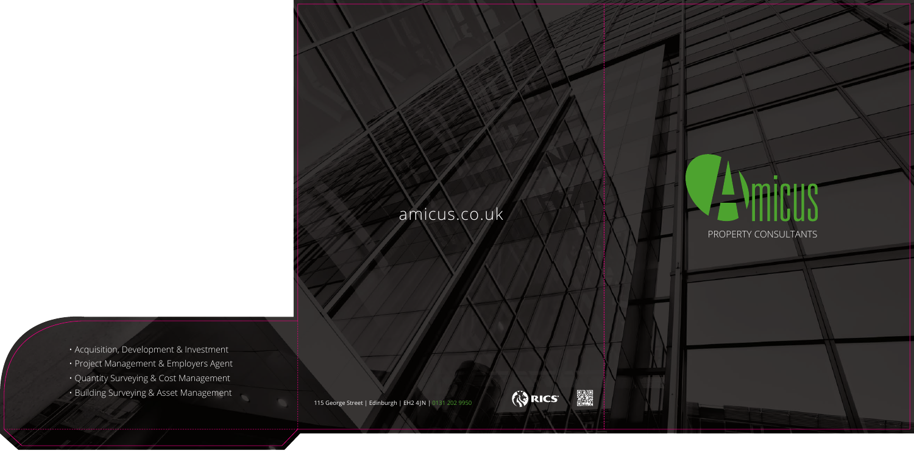amicus.co.uk

Amicus

PROPERTY CONSULTANTS

- Acquisition, Development & Investment
- Project Management & Employers Agent
- Quantity Surveying & Cost Management
- Building Surveying & Asset Management

115 George Street | Edinburgh | EH2 4JN | 0131 202 9950

RICS